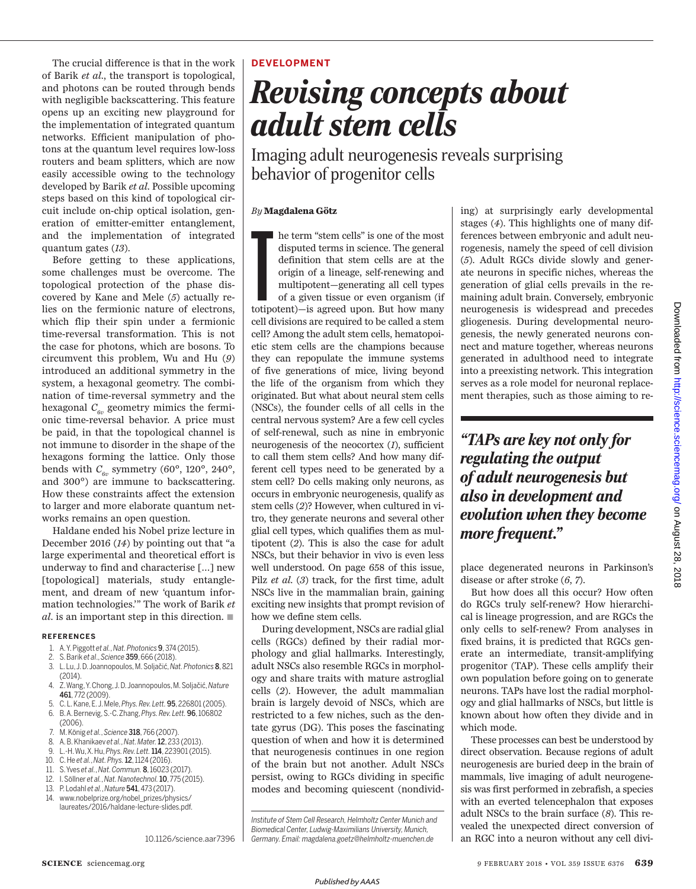The crucial difference is that in the work of Barik *et al.*, the transport is topological, and photons can be routed through bends with negligible backscattering. This feature opens up an exciting new playground for the implementation of integrated quantum networks. Efficient manipulation of photons at the quantum level requires low-loss routers and beam splitters, which are now easily accessible owing to the technology developed by Barik *et al.* Possible upcoming steps based on this kind of topological circuit include on-chip optical isolation, generation of emitter-emitter entanglement, and the implementation of integrated quantum gates (*13*).

Before getting to these applications, some challenges must be overcome. The topological protection of the phase discovered by Kane and Mele (*5*) actually relies on the fermionic nature of electrons, which flip their spin under a fermionic time-reversal transformation. This is not the case for photons, which are bosons. To circumvent this problem, Wu and Hu (*9*) introduced an additional symmetry in the system, a hexagonal geometry. The combination of time-reversal symmetry and the hexagonal $C_{6v}$ geometry mimics the fermionic time-reversal behavior. A price must be paid, in that the topological channel is not immune to disorder in the shape of the hexagons forming the lattice. Only those bends with $C_{6v}$ symmetry (60°, 120°, 240°, and 300°) are immune to backscattering. How these constraints affect the extension to larger and more elaborate quantum networks remains an open question.

Haldane ended his Nobel prize lecture in December 2016 (*14*) by pointing out that "a large experimental and theoretical effort is underway to find and characterise […] new [topological] materials, study entanglement, and dream of new 'quantum information technologies.'" The work of Barik *et al.* is an important step in this direction. ■

**REFERENCES**

1. A. Y. Piggott *et al.*, *Nat. Photonics* **9**, 374 (2015).
2. S. Barik *et al.*, *Science* **359**, 666 (2018).
3. L. Lu, J. D. Joannopoulos, M. Soljačić, *Nat. Photonics* **8**, 821 (2014).
4. Z. Wang, Y. Chong, J. D. Joannopoulos, M. Soljačić, *Nature* **461**, 772 (2009).
5. C. L. Kane, E. J. Mele, *Phys. Rev. Lett.* **95**, 226801 (2005).
6. B. A. Bernevig, S.-C. Zhang, *Phys. Rev. Lett.* **96**, 106802 (2006).
7. M. König *et al.*, *Science* **318**, 766 (2007).
8. A. B. Khanikaev *et al.*, *Nat. Mater.* **12**, 233 (2013).
9. L.-H. Wu, X. Hu, *Phys. Rev. Lett.* **114**, 223901 (2015).
10. C. He *et al.*, *Nat. Phys.* **12**, 1124 (2016).
11. S. Yves *et al.*, *Nat. Commun.* **8**, 16023 (2017).
12. I. Söllner *et al.*, *Nat. Nanotechnol.* **10**, 775 (2015).
13. P. Lodahl *et al.*, *Nature* **541**, 473 (2017).
14. www.nobelprize.org/nobel_prizes/physics/laureates/2016/haldane-lecture-slides.pdf.

10.1126/science.aar7396

**DEVELOPMENT**

# Revising concepts about adult stem cells

## Imaging adult neurogenesis reveals surprising behavior of progenitor cells

*By* **Magdalena Götz**

The term "stem cells" is one of the most disputed terms in science. The general definition that stem cells are at the origin of a lineage, self-renewing and multipotent—generating all cell types of a given tissue or even organism (if totipotent)—is agreed upon. But how many cell divisions are required to be called a stem cell? Among the adult stem cells, hematopoietic stem cells are the champions because they can repopulate the immune systems of five generations of mice, living beyond the life of the organism from which they originated. But what about neural stem cells (NSCs), the founder cells of all cells in the central nervous system? Are a few cell cycles of self-renewal, such as nine in embryonic neurogenesis of the neocortex (*1*), sufficient to call them stem cells? And how many different cell types need to be generated by a stem cell? Do cells making only neurons, as occurs in embryonic neurogenesis, qualify as stem cells (*2*)? However, when cultured in vitro, they generate neurons and several other glial cell types, which qualifies them as multipotent (*2*). This is also the case for adult NSCs, but their behavior in vivo is even less well understood. On page 658 of this issue, Pilz *et al.* (*3*) track, for the first time, adult NSCs live in the mammalian brain, gaining exciting new insights that prompt revision of how we define stem cells.

During development, NSCs are radial glial cells (RGCs) defined by their radial morphology and glial hallmarks. Interestingly, adult NSCs also resemble RGCs in morphology and share traits with mature astroglial cells (*2*). However, the adult mammalian brain is largely devoid of NSCs, which are restricted to a few niches, such as the dentate gyrus (DG). This poses the fascinating question of when and how it is determined that neurogenesis continues in one region of the brain but not another. Adult NSCs persist, owing to RGCs dividing in specific modes and becoming quiescent (nondividing) at surprisingly early developmental stages (*4*). This highlights one of many differences between embryonic and adult neurogenesis, namely the speed of cell division (*5*). Adult RGCs divide slowly and generate neurons in specific niches, whereas the generation of glial cells prevails in the remaining adult brain. Conversely, embryonic neurogenesis is widespread and precedes gliogenesis. During developmental neurogenesis, the newly generated neurons connect and mature together, whereas neurons generated in adulthood need to integrate into a preexisting network. This integration serves as a role model for neuronal replacement therapies, such as those aiming to replace degenerated neurons in Parkinson's disease or after stroke (*6*, *7*).

> ***"TAPs are key not only for regulating the output of adult neurogenesis but also in development and evolution when they become more frequent."***

But how does all this occur? How often do RGCs truly self-renew? How hierarchical is lineage progression, and are RGCs the only cells to self-renew? From analyses in fixed brains, it is predicted that RGCs generate an intermediate, transit-amplifying progenitor (TAP). These cells amplify their own population before going on to generate neurons. TAPs have lost the radial morphology and glial hallmarks of NSCs, but little is known about how often they divide and in which mode.

These processes can best be understood by direct observation. Because regions of adult neurogenesis are buried deep in the brain of mammals, live imaging of adult neurogenesis was first performed in zebrafish, a species with an everted telencephalon that exposes adult NSCs to the brain surface (*8*). This revealed the unexpected direct conversion of an RGC into a neuron without any cell divi-

*Institute of Stem Cell Research, Helmholtz Center Munich and Biomedical Center, Ludwig-Maximilians University, Munich, Germany. Email: magdalena.goetz@helmholtz-muenchen.de*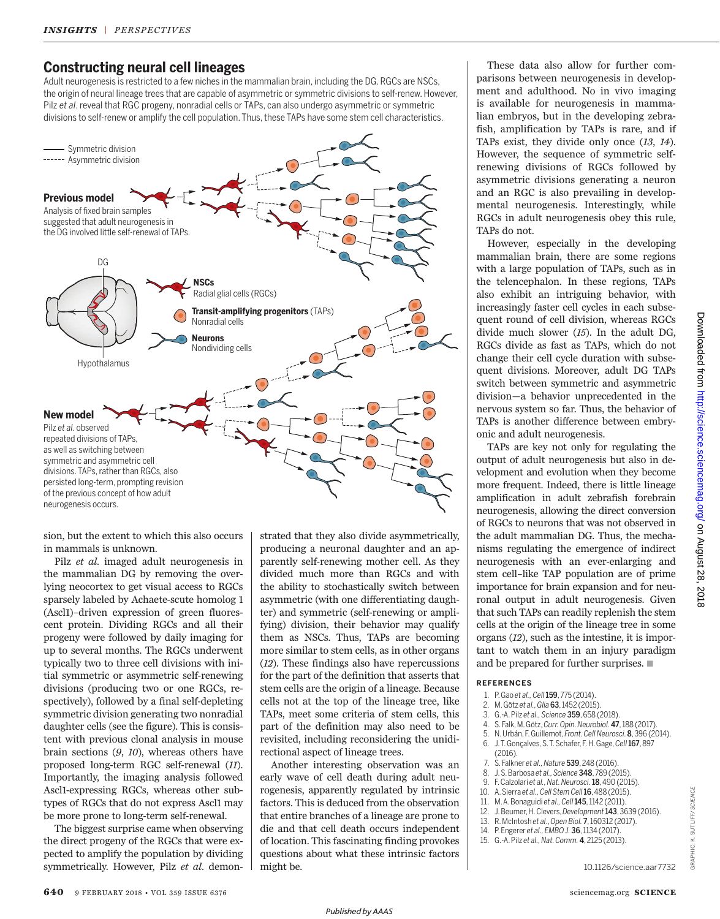## Constructing neural cell lineages

Adult neurogenesis is restricted to a few niches in the mammalian brain, including the DG. RGCs are NSCs, the origin of neural lineage trees that are capable of asymmetric or symmetric divisions to self-renew. However, Pilz *et al.* reveal that RGC progeny, nonradial cells or TAPs, can also undergo asymmetric or symmetric divisions to self-renew or amplify the cell population. Thus, these TAPs have some stem cell characteristics.

Symmetric division
Asymmetric division

**Previous model**
Analysis of fixed brain samples suggested that adult neurogenesis in the DG involved little self-renewal of TAPs.

DG

Hypothalamus

**NSCs**
Radial glial cells (RGCs)

**Transit-amplifying progenitors** (TAPs)
Nonradial cells

**Neurons**
Nondividing cells

**New model**
Pilz *et al.* observed repeated divisions of TAPs, as well as switching between symmetric and asymmetric cell divisions. TAPs, rather than RGCs, also persisted long-term, prompting revision of the previous concept of how adult neurogenesis occurs.

sion, but the extent to which this also occurs in mammals is unknown.

Pilz *et al.* imaged adult neurogenesis in the mammalian DG by removing the overlying neocortex to get visual access to RGCs sparsely labeled by Achaete-scute homolog 1 (Ascl1)–driven expression of green fluorescent protein. Dividing RGCs and all their progeny were followed by daily imaging for up to several months. The RGCs underwent typically two to three cell divisions with initial symmetric or asymmetric self-renewing divisions (producing two or one RGCs, respectively), followed by a final self-depleting symmetric division generating two nonradial daughter cells (see the figure). This is consistent with previous clonal analysis in mouse brain sections (*9*, *10*), whereas others have proposed long-term RGC self-renewal (*11*). Importantly, the imaging analysis followed Ascl1-expressing RGCs, whereas other subtypes of RGCs that do not express Ascl1 may be more prone to long-term self-renewal.

The biggest surprise came when observing the direct progeny of the RGCs that were expected to amplify the population by dividing symmetrically. However, Pilz *et al.* demonstrated that they also divide asymmetrically, producing a neuronal daughter and an apparently self-renewing mother cell. As they divided much more than RGCs and with the ability to stochastically switch between asymmetric (with one differentiating daughter) and symmetric (self-renewing or amplifying) division, their behavior may qualify them as NSCs. Thus, TAPs are becoming more similar to stem cells, as in other organs (*12*). These findings also have repercussions for the part of the definition that asserts that stem cells are the origin of a lineage. Because cells not at the top of the lineage tree, like TAPs, meet some criteria of stem cells, this part of the definition may also need to be revisited, including reconsidering the unidirectional aspect of lineage trees.

Another interesting observation was an early wave of cell death during adult neurogenesis, apparently regulated by intrinsic factors. This is deduced from the observation that entire branches of a lineage are prone to die and that cell death occurs independent of location. This fascinating finding provokes questions about what these intrinsic factors might be.

These data also allow for further comparisons between neurogenesis in development and adulthood. No in vivo imaging is available for neurogenesis in mammalian embryos, but in the developing zebrafish, amplification by TAPs is rare, and if TAPs exist, they divide only once (*13*, *14*). However, the sequence of symmetric self-renewing divisions of RGCs followed by asymmetric divisions generating a neuron and an RGC is also prevailing in developmental neurogenesis. Interestingly, while RGCs in adult neurogenesis obey this rule, TAPs do not.

However, especially in the developing mammalian brain, there are some regions with a large population of TAPs, such as in the telencephalon. In these regions, TAPs also exhibit an intriguing behavior, with increasingly faster cell cycles in each subsequent round of cell division, whereas RGCs divide much slower (*15*). In the adult DG, RGCs divide as fast as TAPs, which do not change their cell cycle duration with subsequent divisions. Moreover, adult DG TAPs switch between symmetric and asymmetric division—a behavior unprecedented in the nervous system so far. Thus, the behavior of TAPs is another difference between embryonic and adult neurogenesis.

TAPs are key not only for regulating the output of adult neurogenesis but also in development and evolution when they become more frequent. Indeed, there is little lineage amplification in adult zebrafish forebrain neurogenesis, allowing the direct conversion of RGCs to neurons that was not observed in the adult mammalian DG. Thus, the mechanisms regulating the emergence of indirect neurogenesis with an ever-enlarging and stem cell–like TAP population are of prime importance for brain expansion and for neuronal output in adult neurogenesis. Given that such TAPs can readily replenish the stem cells at the origin of the lineage tree in some organs (*12*), such as the intestine, it is important to watch them in an injury paradigm and be prepared for further surprises. ■

### REFERENCES

1. P. Gao *et al.*, *Cell* **159**, 775 (2014).
2. M. Götz *et al.*, *Glia* **63**, 1452 (2015).
3. G.-A. Pilz *et al.*, *Science* **359**, 658 (2018).
4. S. Falk, M. Götz, *Curr. Opin. Neurobiol.* **47**, 188 (2017).
5. N. Urbán, F. Guillemot, *Front. Cell Neurosci.* **8**, 396 (2014).
6. J. T. Gonçalves, S. T. Schafer, F. H. Gage, *Cell* **167**, 897 (2016).
7. S. Falkner *et al.*, *Nature* **539**, 248 (2016).
8. J. S. Barbosa *et al.*, *Science* **348**, 789 (2015).
9. F. Calzolari *et al.*, *Nat. Neurosci.* **18**, 490 (2015).
10. A. Sierra *et al.*, *Cell Stem Cell* **16**, 488 (2015).
11. M. A. Bonaguidi *et al.*, *Cell* **145**, 1142 (2011).
12. J. Beumer, H. Clevers, *Development* **143**, 3639 (2016).
13. R. McIntosh *et al.*, *Open Biol.* **7**, 160312 (2017).
14. P. Engerer *et al.*, *EMBO J.* **36**, 1134 (2017).
15. G.-A. Pilz *et al.*, *Nat. Comm.* **4**, 2125 (2013).

10.1126/science.aar7732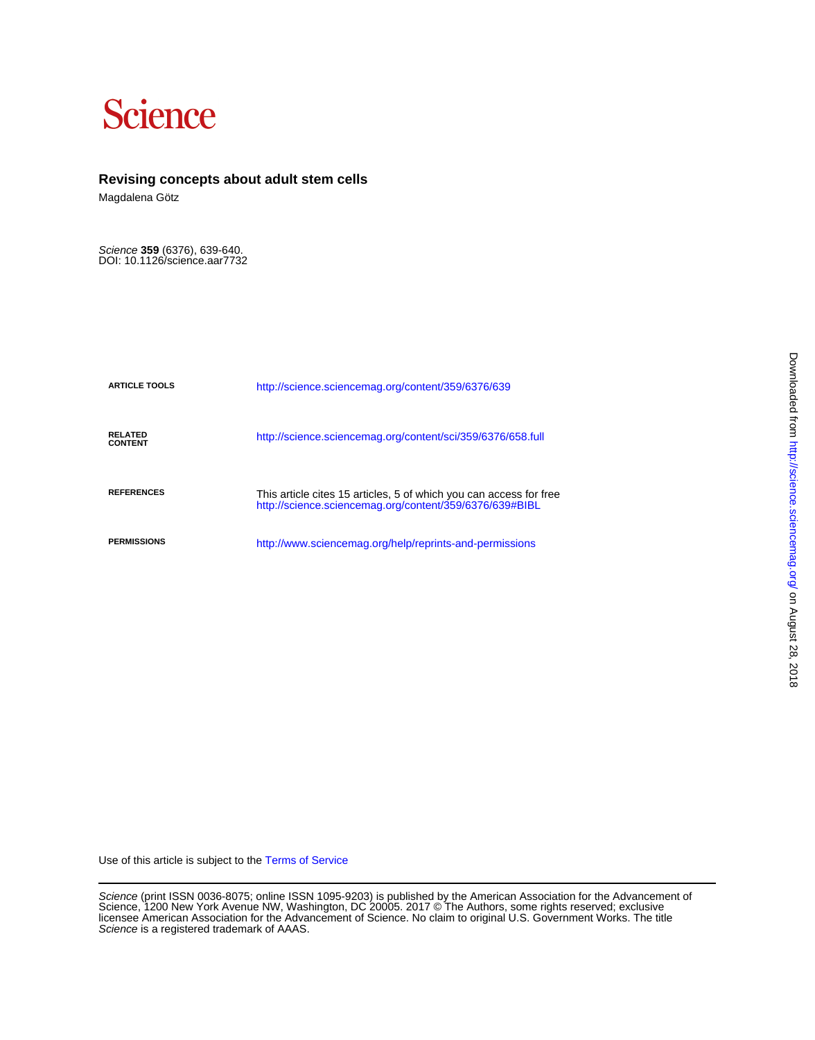# Science

## Revising concepts about adult stem cells

Magdalena Götz

*Science* **359** (6376), 639-640.
DOI: 10.1126/science.aar7732

| | |
|---|---|
| **ARTICLE TOOLS** | http://science.sciencemag.org/content/359/6376/639 |
| **RELATED CONTENT** | http://science.sciencemag.org/content/sci/359/6376/658.full |
| **REFERENCES** | This article cites 15 articles, 5 of which you can access for free http://science.sciencemag.org/content/359/6376/639#BIBL |
| **PERMISSIONS** | http://www.sciencemag.org/help/reprints-and-permissions |

Use of this article is subject to the Terms of Service

*Science* (print ISSN 0036-8075; online ISSN 1095-9203) is published by the American Association for the Advancement of Science, 1200 New York Avenue NW, Washington, DC 20005. 2017 © The Authors, some rights reserved; exclusive licensee American Association for the Advancement of Science. No claim to original U.S. Government Works. The title *Science* is a registered trademark of AAAS.

Downloaded from http://science.sciencemag.org/ on August 28, 2018